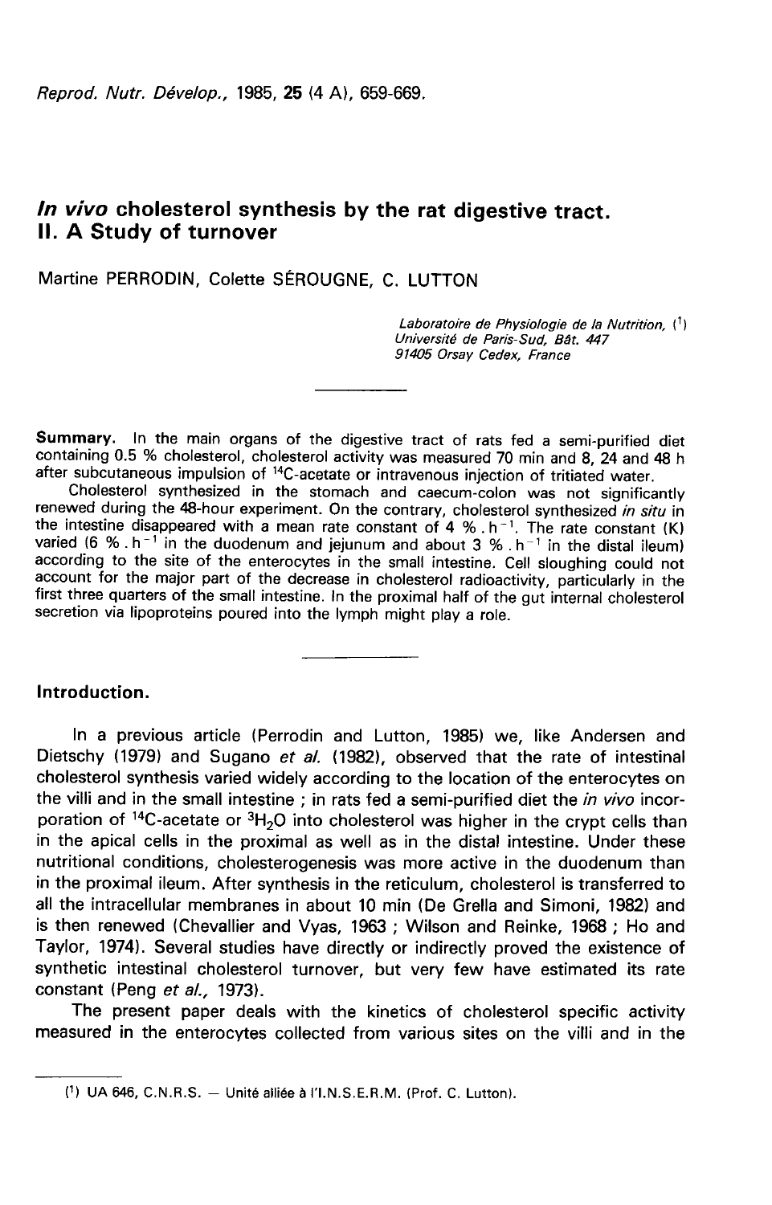# *In vivo* cholesterol synthesis by the rat digestive tract. II. A Study of turnover

Martine PERRODIN, Colette SÉROUGNE, C. LUTTON

*Laboratoire de Physiologie de la Nutrition,* [1]
*Université de Paris-Sud, Bât. 447*
*91405 Orsay Cedex, France*

---

**Summary.** In the main organs of the digestive tract of rats fed a semi-purified diet containing 0.5 % cholesterol, cholesterol activity was measured 70 min and 8, 24 and 48 h after subcutaneous impulsion of $^{14}C$-acetate or intravenous injection of tritiated water.

Cholesterol synthesized in the stomach and caecum-colon was not significantly renewed during the 48-hour experiment. On the contrary, cholesterol synthesized *in situ* in the intestine disappeared with a mean rate constant of 4 % . $h^{-1}$. The rate constant (K) varied (6 % . $h^{-1}$ in the duodenum and jejunum and about 3 % . $h^{-1}$ in the distal ileum) according to the site of the enterocytes in the small intestine. Cell sloughing could not account for the major part of the decrease in cholesterol radioactivity, particularly in the first three quarters of the small intestine. In the proximal half of the gut internal cholesterol secretion via lipoproteins poured into the lymph might play a role.

---

## Introduction.

In a previous article (Perrodin and Lutton, 1985) we, like Andersen and Dietschy (1979) and Sugano *et al.* (1982), observed that the rate of intestinal cholesterol synthesis varied widely according to the location of the enterocytes on the villi and in the small intestine ; in rats fed a semi-purified diet the *in vivo* incorporation of $^{14}C$-acetate or $^{3}H_2O$ into cholesterol was higher in the crypt cells than in the apical cells in the proximal as well as in the distal intestine. Under these nutritional conditions, cholesterogenesis was more active in the duodenum than in the proximal ileum. After synthesis in the reticulum, cholesterol is transferred to all the intracellular membranes in about 10 min (De Grella and Simoni, 1982) and is then renewed (Chevallier and Vyas, 1963 ; Wilson and Reinke, 1968 ; Ho and Taylor, 1974). Several studies have directly or indirectly proved the existence of synthetic intestinal cholesterol turnover, but very few have estimated its rate constant (Peng *et al.,* 1973).

The present paper deals with the kinetics of cholesterol specific activity measured in the enterocytes collected from various sites on the villi and in the

---

[1] UA 646, C.N.R.S. — Unité alliée à l'I.N.S.E.R.M. (Prof. C. Lutton).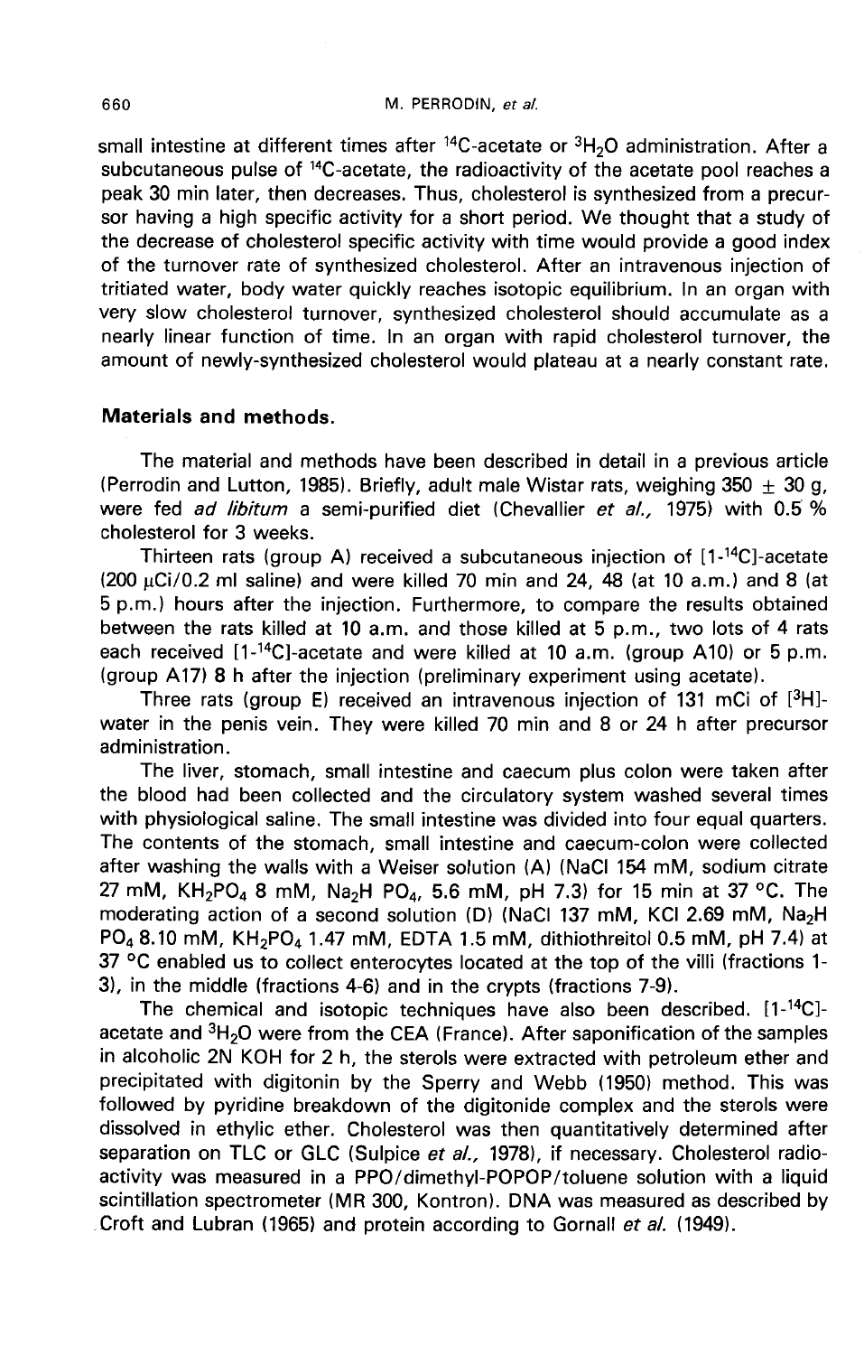small intestine at different times after $^{14}C$-acetate or $^{3}H_2O$ administration. After a subcutaneous pulse of $^{14}C$-acetate, the radioactivity of the acetate pool reaches a peak 30 min later, then decreases. Thus, cholesterol is synthesized from a precursor having a high specific activity for a short period. We thought that a study of the decrease of cholesterol specific activity with time would provide a good index of the turnover rate of synthesized cholesterol. After an intravenous injection of tritiated water, body water quickly reaches isotopic equilibrium. In an organ with very slow cholesterol turnover, synthesized cholesterol should accumulate as a nearly linear function of time. In an organ with rapid cholesterol turnover, the amount of newly-synthesized cholesterol would plateau at a nearly constant rate.

## Materials and methods.

The material and methods have been described in detail in a previous article (Perrodin and Lutton, 1985). Briefly, adult male Wistar rats, weighing 350 $\pm$ 30 g, were fed *ad libitum* a semi-purified diet (Chevallier *et al.,* 1975) with 0.5 % cholesterol for 3 weeks.

Thirteen rats (group A) received a subcutaneous injection of [1-$^{14}C$]-acetate (200 $\mu$Ci/0.2 ml saline) and were killed 70 min and 24, 48 (at 10 a.m.) and 8 (at 5 p.m.) hours after the injection. Furthermore, to compare the results obtained between the rats killed at 10 a.m. and those killed at 5 p.m., two lots of 4 rats each received [1-$^{14}C$]-acetate and were killed at 10 a.m. (group A10) or 5 p.m. (group A17) 8 h after the injection (preliminary experiment using acetate).

Three rats (group E) received an intravenous injection of 131 mCi of [$^{3}H$]-water in the penis vein. They were killed 70 min and 8 or 24 h after precursor administration.

The liver, stomach, small intestine and caecum plus colon were taken after the blood had been collected and the circulatory system washed several times with physiological saline. The small intestine was divided into four equal quarters. The contents of the stomach, small intestine and caecum-colon were collected after washing the walls with a Weiser solution (A) (NaCl 154 mM, sodium citrate 27 mM, $KH_2PO_4$ 8 mM, $Na_2H$ $PO_4$, 5.6 mM, pH 7.3) for 15 min at 37 °C. The moderating action of a second solution (D) (NaCl 137 mM, KCl 2.69 mM, $Na_2H$ $PO_4$ 8.10 mM, $KH_2PO_4$ 1.47 mM, EDTA 1.5 mM, dithiothreitol 0.5 mM, pH 7.4) at 37 °C enabled us to collect enterocytes located at the top of the villi (fractions 1-3), in the middle (fractions 4-6) and in the crypts (fractions 7-9).

The chemical and isotopic techniques have also been described. [1-$^{14}C$]-acetate and $^{3}H_2O$ were from the CEA (France). After saponification of the samples in alcoholic 2N KOH for 2 h, the sterols were extracted with petroleum ether and precipitated with digitonin by the Sperry and Webb (1950) method. This was followed by pyridine breakdown of the digitonide complex and the sterols were dissolved in ethylic ether. Cholesterol was then quantitatively determined after separation on TLC or GLC (Sulpice *et al.,* 1978), if necessary. Cholesterol radioactivity was measured in a PPO/dimethyl-POPOP/toluene solution with a liquid scintillation spectrometer (MR 300, Kontron). DNA was measured as described by Croft and Lubran (1965) and protein according to Gornall *et al.* (1949).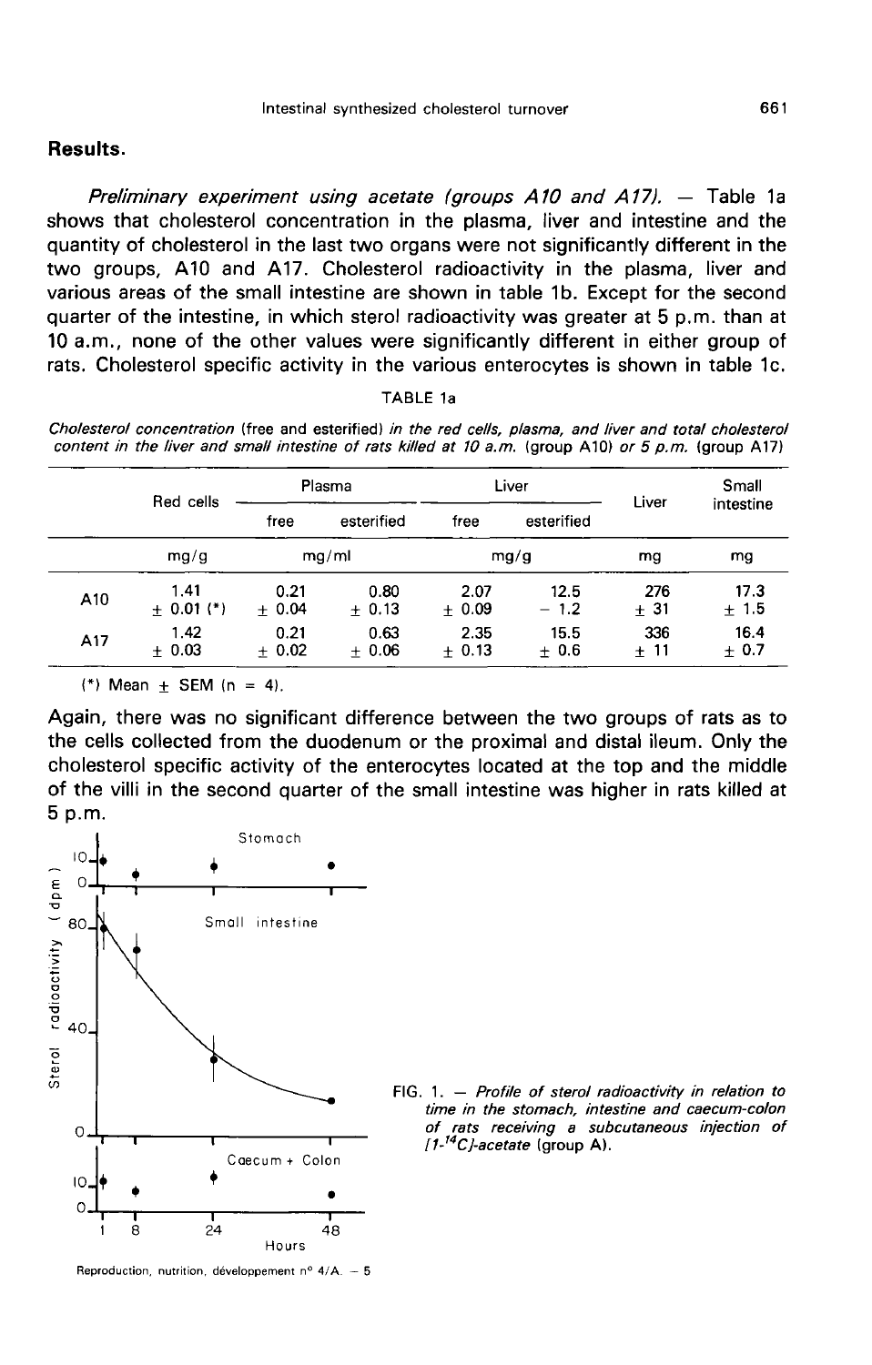## Results.

*Preliminary experiment using acetate (groups A10 and A17).* — Table 1a shows that cholesterol concentration in the plasma, liver and intestine and the quantity of cholesterol in the last two organs were not significantly different in the two groups, A10 and A17. Cholesterol radioactivity in the plasma, liver and various areas of the small intestine are shown in table 1b. Except for the second quarter of the intestine, in which sterol radioactivity was greater at 5 p.m. than at 10 a.m., none of the other values were significantly different in either group of rats. Cholesterol specific activity in the various enterocytes is shown in table 1c.

TABLE 1a

*Cholesterol concentration (free and esterified) in the red cells, plasma, and liver and total cholesterol content in the liver and small intestine of rats killed at 10 a.m. (group A10) or 5 p.m. (group A17)*

| | Red cells | Plasma | | Liver | | Liver | Small intestine |
|---|---|---|---|---|---|---|---|
| | | free | esterified | free | esterified | | |
| | mg/g | mg/ml | | mg/g | | mg | mg |
| A10 | 1.41 ± 0.01 (*) | 0.21 ± 0.04 | 0.80 ± 0.13 | 2.07 ± 0.09 | 12.5 − 1.2 | 276 ± 31 | 17.3 ± 1.5 |
| A17 | 1.42 ± 0.03 | 0.21 ± 0.02 | 0.63 ± 0.06 | 2.35 ± 0.13 | 15.5 ± 0.6 | 336 ± 11 | 16.4 ± 0.7 |

(*) Mean ± SEM (n = 4).

Again, there was no significant difference between the two groups of rats as to the cells collected from the duodenum or the proximal and distal ileum. Only the cholesterol specific activity of the enterocytes located at the top and the middle of the villi in the second quarter of the small intestine was higher in rats killed at 5 p.m.

FIG. 1. — *Profile of sterol radioactivity in relation to time in the stomach, intestine and caecum-colon of rats receiving a subcutaneous injection of [1-$^{14}$C]-acetate (group A).*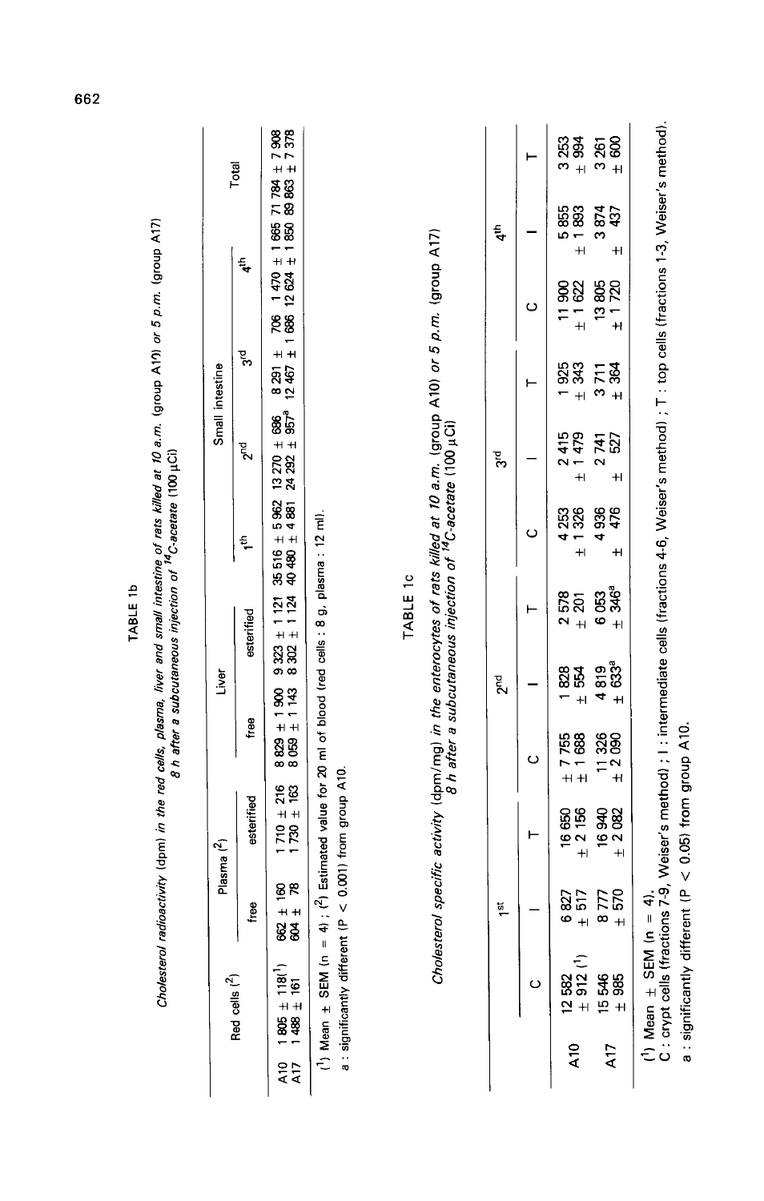TABLE 1b

*Cholesterol radioactivity* (dpm) *in the red cells, plasma, liver and small intestine of rats killed at 10 a.m.* (group A10) *or 5 p.m.* (group A17) *8 h after a subcutaneous injection of* $^{14}C$*-acetate* (100 µCi)

| | Red cells (2) | Plasma (2) | | Liver | | Small intestine | | | | Total |
|---|---|---|---|---|---|---|---|---|---|---|
| | | free | esterified | free | esterified | 1th | 2nd | 3rd | 4th | |
| A10 | 1 805 ± 118(1) | 662 ± 160 | 1 710 ± 216 | 8 829 ± 1 900 | 9 323 ± 1 121 | 35 516 ± 5 962 | 13 270 ± 686 | 8 291 ± 706 | 1 470 ± 1 665 | 71 784 ± 7 908 |
| A17 | 1 488 ± 161 | 604 ± 78 | 1 730 ± 163 | 8 059 ± 1 143 | 8 302 ± 1 124 | 40 480 ± 4 881 | 24 292 ± 957[a] | 12 467 ± 1 686 | 12 624 ± 1 850 | 89 863 ± 7 378 |

(1) Mean ± SEM (n = 4) ; (2) Estimated value for 20 ml of blood (red cells : 8 g, plasma : 12 ml).

a : significantly different (P < 0.001) from group A10.

TABLE 1c

*Cholesterol specific activity* (dpm/mg) *in the enterocytes of rats killed at 10 a.m.* (group A10) *or 5 p.m.* (group A17) *8 h after a subcutaneous injection of* $^{14}C$*-acetate* (100 µCi)

| | 1st | | | 2nd | | | 3rd | | | 4th | | |
|---|---|---|---|---|---|---|---|---|---|---|---|---|
| | C | I | T | C | I | T | C | I | T | C | I | T |
| A10 | 12 582 ± 912 (1) | 6 827 ± 517 | 16 650 ± 2 156 | 7 755 ± 1 688 | 1 828 ± 554 | 2 578 ± 201 | 4 253 ± 1 326 | 2 415 ± 1 479 | 1 925 ± 343 | 11 900 ± 1 622 | 5 855 ± 1 893 | 3 253 ± 994 |
| A17 | 15 546 ± 985 | 8 777 ± 570 | 16 940 ± 2 082 | 11 326 ± 2 090 | 4 819 ± 633[a] | 6 053 ± 346[a] | 4 936 ± 476 | 2 741 ± 527 | 3 711 ± 364 | 13 805 ± 1 720 | 3 874 ± 437 | 3 261 ± 600 |

(1) Mean ± SEM (n = 4).
C : crypt cells (fractions 7-9, Weiser's method) ; I : intermediate cells (fractions 4-6, Weiser's method) ; T : top cells (fractions 1-3, Weiser's method).

a : significantly different (P < 0.05) from group A10.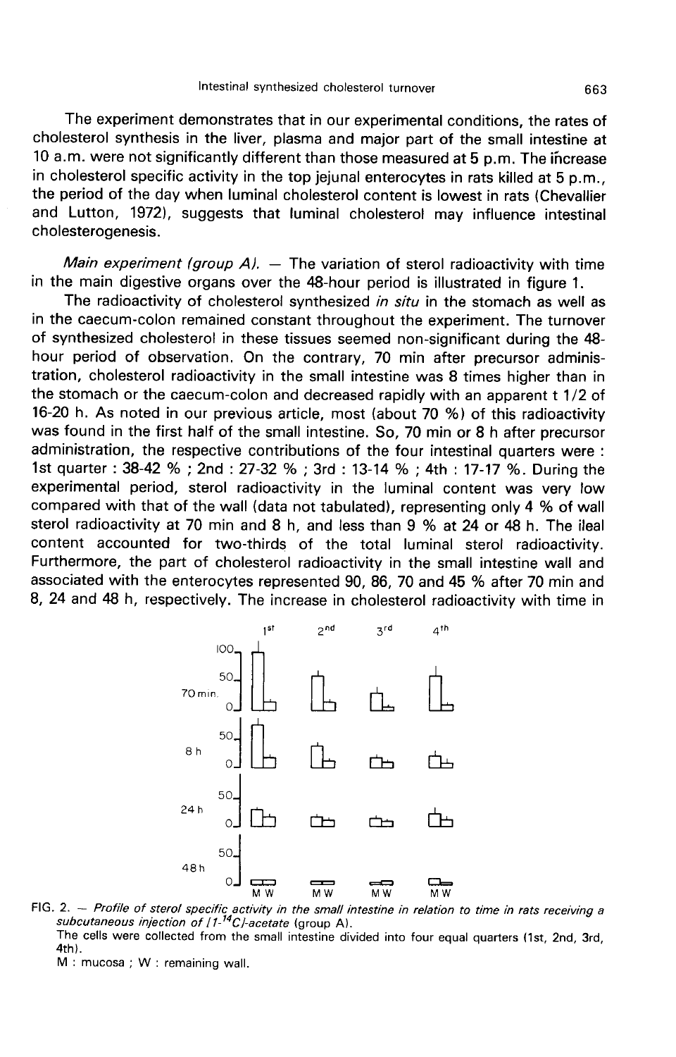The experiment demonstrates that in our experimental conditions, the rates of cholesterol synthesis in the liver, plasma and major part of the small intestine at 10 a.m. were not significantly different than those measured at 5 p.m. The increase in cholesterol specific activity in the top jejunal enterocytes in rats killed at 5 p.m., the period of the day when luminal cholesterol content is lowest in rats (Chevallier and Lutton, 1972), suggests that luminal cholesterol may influence intestinal cholesterogenesis.

*Main experiment (group A).* — The variation of sterol radioactivity with time in the main digestive organs over the 48-hour period is illustrated in figure 1.

The radioactivity of cholesterol synthesized *in situ* in the stomach as well as in the caecum-colon remained constant throughout the experiment. The turnover of synthesized cholesterol in these tissues seemed non-significant during the 48-hour period of observation. On the contrary, 70 min after precursor administration, cholesterol radioactivity in the small intestine was 8 times higher than in the stomach or the caecum-colon and decreased rapidly with an apparent t 1/2 of 16-20 h. As noted in our previous article, most (about 70 %) of this radioactivity was found in the first half of the small intestine. So, 70 min or 8 h after precursor administration, the respective contributions of the four intestinal quarters were : 1st quarter : 38-42 % ; 2nd : 27-32 % ; 3rd : 13-14 % ; 4th : 17-17 %. During the experimental period, sterol radioactivity in the luminal content was very low compared with that of the wall (data not tabulated), representing only 4 % of wall sterol radioactivity at 70 min and 8 h, and less than 9 % at 24 or 48 h. The ileal content accounted for two-thirds of the total luminal sterol radioactivity. Furthermore, the part of cholesterol radioactivity in the small intestine wall and associated with the enterocytes represented 90, 86, 70 and 45 % after 70 min and 8, 24 and 48 h, respectively. The increase in cholesterol radioactivity with time in

FIG. 2. — *Profile of sterol specific activity in the small intestine in relation to time in rats receiving a subcutaneous injection of [1-$^{14}$C]-acetate* (group A).
The cells were collected from the small intestine divided into four equal quarters (1st, 2nd, 3rd, 4th).
M : mucosa ; W : remaining wall.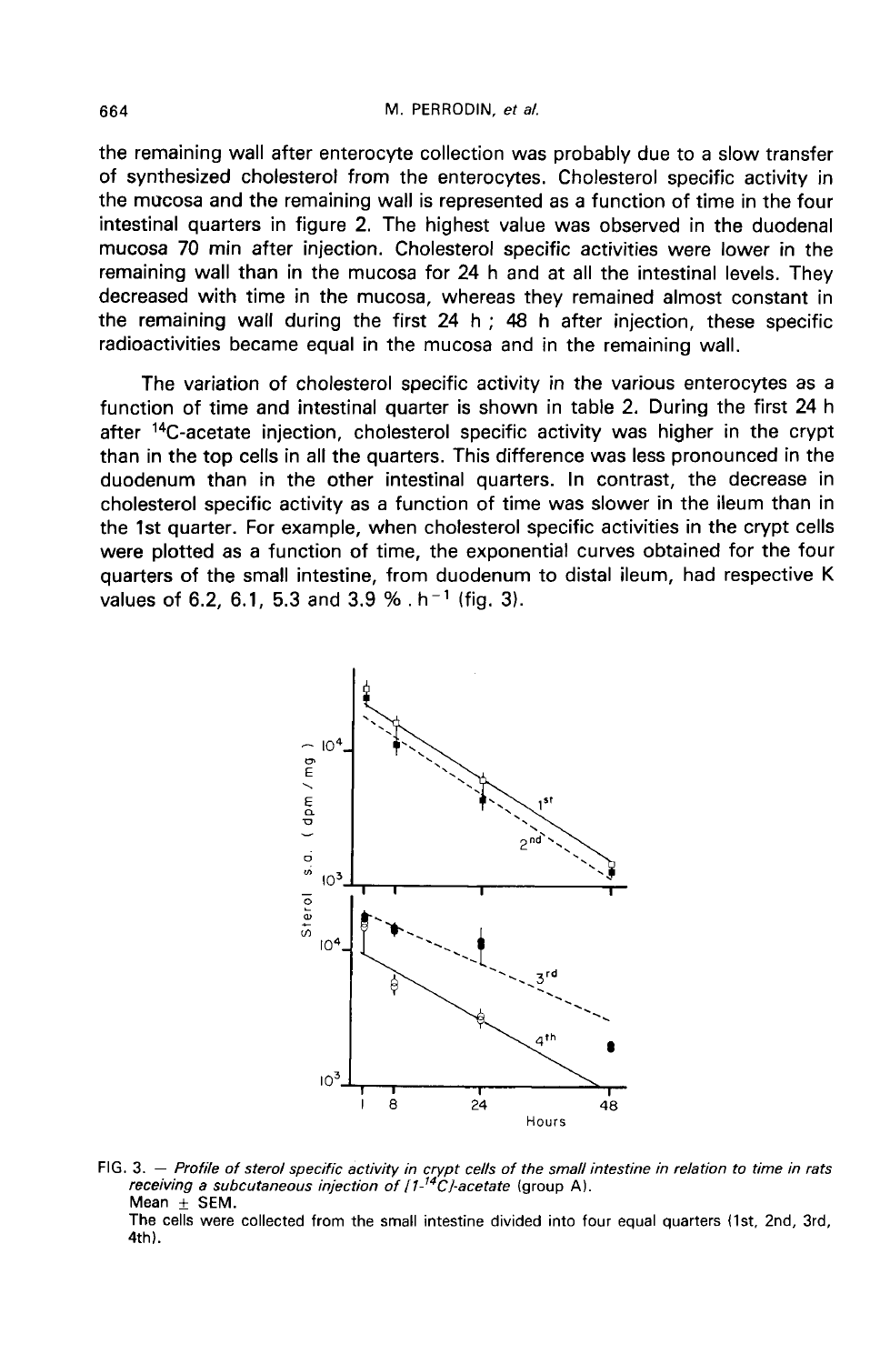the remaining wall after enterocyte collection was probably due to a slow transfer of synthesized cholesterol from the enterocytes. Cholesterol specific activity in the mucosa and the remaining wall is represented as a function of time in the four intestinal quarters in figure 2. The highest value was observed in the duodenal mucosa 70 min after injection. Cholesterol specific activities were lower in the remaining wall than in the mucosa for 24 h and at all the intestinal levels. They decreased with time in the mucosa, whereas they remained almost constant in the remaining wall during the first 24 h ; 48 h after injection, these specific radioactivities became equal in the mucosa and in the remaining wall.

The variation of cholesterol specific activity in the various enterocytes as a function of time and intestinal quarter is shown in table 2. During the first 24 h after $^{14}C$-acetate injection, cholesterol specific activity was higher in the crypt than in the top cells in all the quarters. This difference was less pronounced in the duodenum than in the other intestinal quarters. In contrast, the decrease in cholesterol specific activity as a function of time was slower in the ileum than in the 1st quarter. For example, when cholesterol specific activities in the crypt cells were plotted as a function of time, the exponential curves obtained for the four quarters of the small intestine, from duodenum to distal ileum, had respective K values of 6.2, 6.1, 5.3 and 3.9 % . $h^{-1}$ (fig. 3).

FIG. 3. — *Profile of sterol specific activity in crypt cells of the small intestine in relation to time in rats receiving a subcutaneous injection of [1-$^{14}C$]-acetate* (group A).
Mean ± SEM.
The cells were collected from the small intestine divided into four equal quarters (1st, 2nd, 3rd, 4th).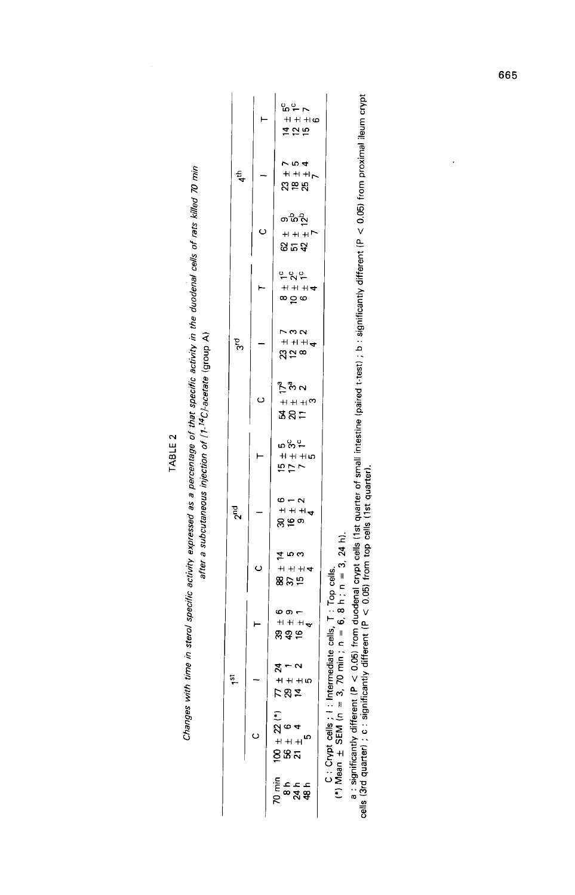TABLE 2

*Changes with time in sterol specific activity expressed as a percentage of that specific activity in the duodenal cells of rats killed 70 min after a subcutaneous injection of [1-$^{14}$C]-acetate (group A)*

| | 1st | | | 2nd | | | 3rd | | | 4th | | |
|---|---|---|---|---|---|---|---|---|---|---|---|---|
| | C | I | T | C | I | T | C | I | T | C | I | T |
| 70 min | 100 ± 22 (*) | 77 ± 24 | 39 ± 6 | 88 ± 14 | 30 ± 6 | 15 ± 5 | 54 ± 17[a] | 23 ± 7 | 8 ± 1[c] | 62 ± 9 | 23 ± 7 | 14 ± 5[c] |
| 8 h | 56 ± 6 | 29 ± 1 | 49 ± 9 | 37 ± 5 | 16 ± 1 | 17 ± 3[c] | 20 ± 3[a] | 12 ± 3 | 10 ± 2[c] | 51 ± 5[b] | 18 ± 5 | 12 ± 1[c] |
| 24 h | 21 ± 4 | 14 ± 2 | 16 ± 1 | 15 ± 3 | 9 ± 2 | 7 ± 1[c] | 11 ± 2 | 8 ± 2 | 6 ± 1[c] | 42 ± 12[b] | 25 ± 4 | 15 ± 7 |
| 48 h | 5 | 5 | 4 | 4 | 4 | 5 | 3 | 4 | 4 | 7 | 7 | 6 |

C : Crypt cells ; I : Intermediate cells, T : Top cells.
(*) Mean ± SEM (n = 3, 70 min ; n = 6, 8 h ; n = 3, 24 h).

a : significantly different ($P < 0.05$) from duodenal crypt cells (1st quarter of small intestine (paired t-test) ; b : significantly different ($P < 0.05$) from proximal ileum crypt cells (3rd quarter) ; c : significantly different ($P < 0.05$) from top cells (1st quarter).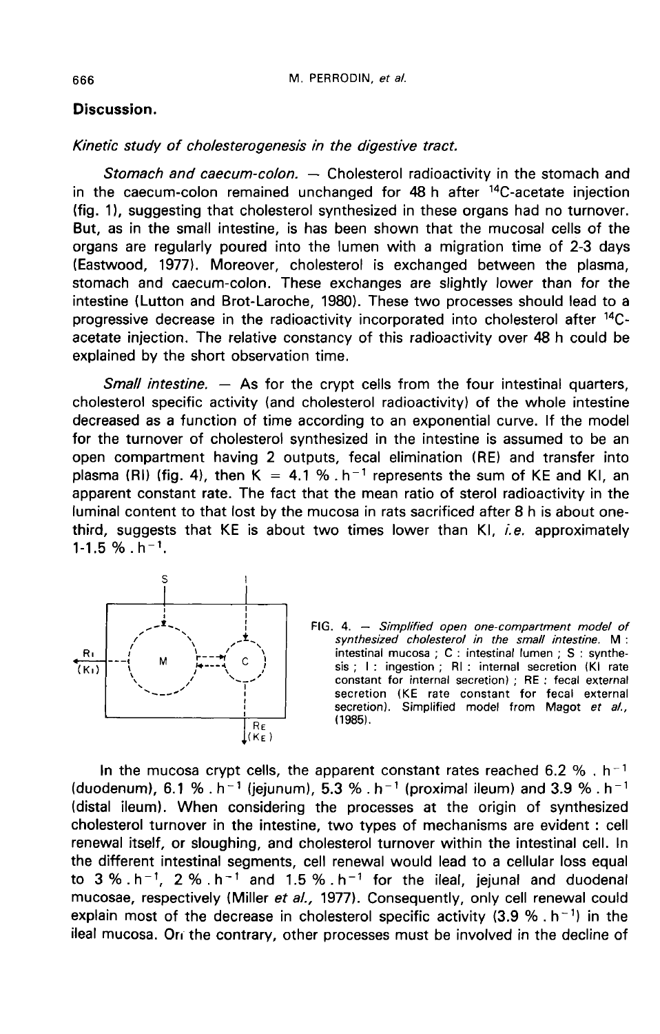## Discussion.

### *Kinetic study of cholesterogenesis in the digestive tract.*

*Stomach and caecum-colon.* — Cholesterol radioactivity in the stomach and in the caecum-colon remained unchanged for 48 h after $^{14}C$-acetate injection (fig. 1), suggesting that cholesterol synthesized in these organs had no turnover. But, as in the small intestine, is has been shown that the mucosal cells of the organs are regularly poured into the lumen with a migration time of 2-3 days (Eastwood, 1977). Moreover, cholesterol is exchanged between the plasma, stomach and caecum-colon. These exchanges are slightly lower than for the intestine (Lutton and Brot-Laroche, 1980). These two processes should lead to a progressive decrease in the radioactivity incorporated into cholesterol after $^{14}C$-acetate injection. The relative constancy of this radioactivity over 48 h could be explained by the short observation time.

*Small intestine.* — As for the crypt cells from the four intestinal quarters, cholesterol specific activity (and cholesterol radioactivity) of the whole intestine decreased as a function of time according to an exponential curve. If the model for the turnover of cholesterol synthesized in the intestine is assumed to be an open compartment having 2 outputs, fecal elimination (RE) and transfer into plasma (RI) (fig. 4), then $K = 4.1\ \%.h^{-1}$ represents the sum of KE and KI, an apparent constant rate. The fact that the mean ratio of sterol radioactivity in the luminal content to that lost by the mucosa in rats sacrificed after 8 h is about one-third, suggests that KE is about two times lower than KI, *i.e.* approximately $1\text{-}1.5\ \%.h^{-1}$.

FIG. 4. — *Simplified open one-compartment model of synthesized cholesterol in the small intestine.* M : intestinal mucosa ; C : intestinal lumen ; S : synthesis ; I : ingestion ; RI : internal secretion (KI rate constant for internal secretion) ; RE : fecal external secretion (KE rate constant for fecal external secretion). Simplified model from Magot *et al.*, (1985).

In the mucosa crypt cells, the apparent constant rates reached $6.2\ \%.h^{-1}$ (duodenum), $6.1\ \%.h^{-1}$ (jejunum), $5.3\ \%.h^{-1}$ (proximal ileum) and $3.9\ \%.h^{-1}$ (distal ileum). When considering the processes at the origin of synthesized cholesterol turnover in the intestine, two types of mechanisms are evident : cell renewal itself, or sloughing, and cholesterol turnover within the intestinal cell. In the different intestinal segments, cell renewal would lead to a cellular loss equal to $3\ \%.h^{-1}$, $2\ \%.h^{-1}$ and $1.5\ \%.h^{-1}$ for the ileal, jejunal and duodenal mucosae, respectively (Miller *et al.*, 1977). Consequently, only cell renewal could explain most of the decrease in cholesterol specific activity ($3.9\ \%.h^{-1}$) in the ileal mucosa. On the contrary, other processes must be involved in the decline of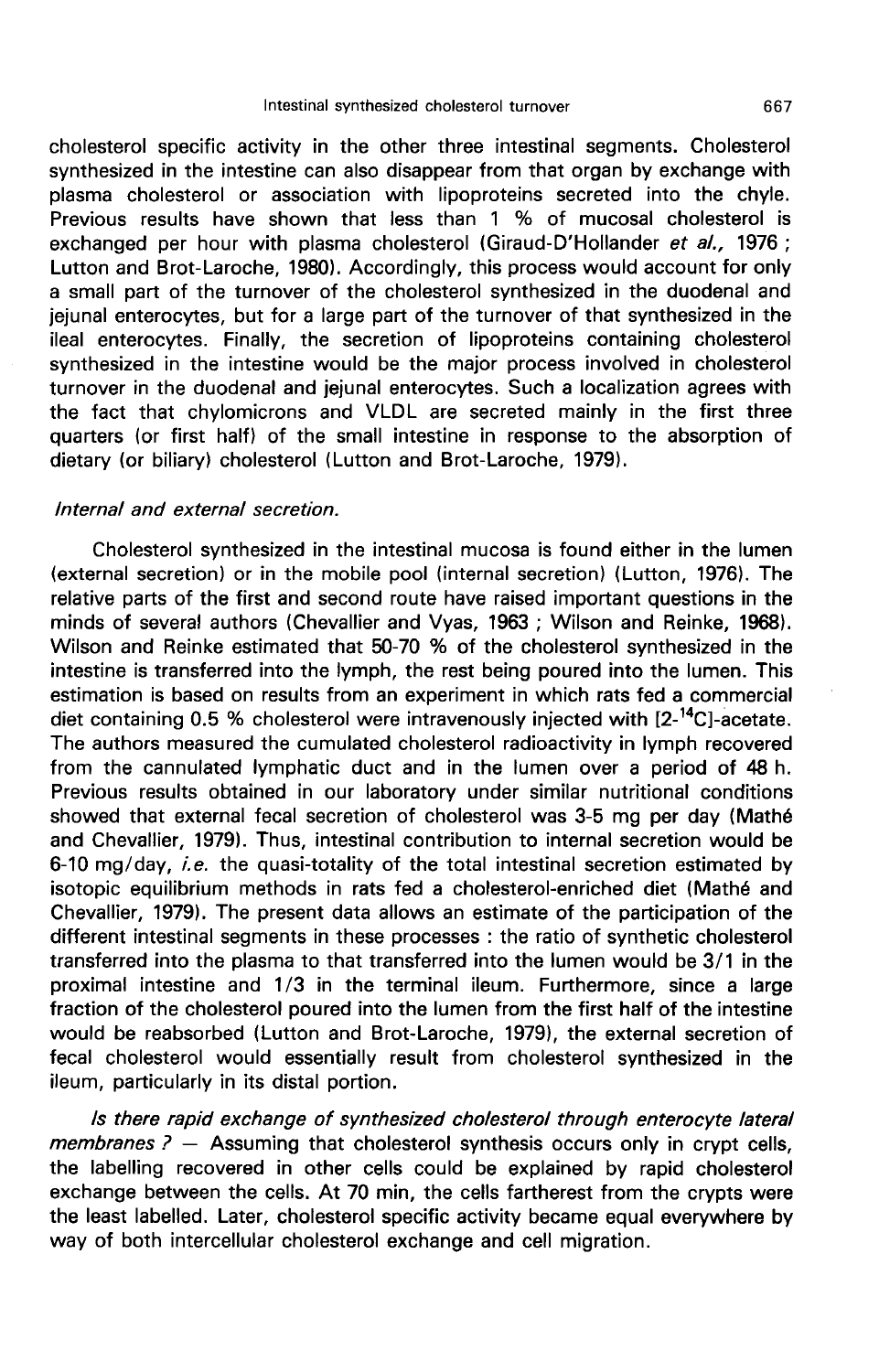cholesterol specific activity in the other three intestinal segments. Cholesterol synthesized in the intestine can also disappear from that organ by exchange with plasma cholesterol or association with lipoproteins secreted into the chyle. Previous results have shown that less than 1 % of mucosal cholesterol is exchanged per hour with plasma cholesterol (Giraud-D'Hollander *et al.,* 1976 ; Lutton and Brot-Laroche, 1980). Accordingly, this process would account for only a small part of the turnover of the cholesterol synthesized in the duodenal and jejunal enterocytes, but for a large part of the turnover of that synthesized in the ileal enterocytes. Finally, the secretion of lipoproteins containing cholesterol synthesized in the intestine would be the major process involved in cholesterol turnover in the duodenal and jejunal enterocytes. Such a localization agrees with the fact that chylomicrons and VLDL are secreted mainly in the first three quarters (or first half) of the small intestine in response to the absorption of dietary (or biliary) cholesterol (Lutton and Brot-Laroche, 1979).

*Internal and external secretion.*

Cholesterol synthesized in the intestinal mucosa is found either in the lumen (external secretion) or in the mobile pool (internal secretion) (Lutton, 1976). The relative parts of the first and second route have raised important questions in the minds of several authors (Chevallier and Vyas, 1963 ; Wilson and Reinke, 1968). Wilson and Reinke estimated that 50-70 % of the cholesterol synthesized in the intestine is transferred into the lymph, the rest being poured into the lumen. This estimation is based on results from an experiment in which rats fed a commercial diet containing 0.5 % cholesterol were intravenously injected with [2-$^{14}$C]-acetate. The authors measured the cumulated cholesterol radioactivity in lymph recovered from the cannulated lymphatic duct and in the lumen over a period of 48 h. Previous results obtained in our laboratory under similar nutritional conditions showed that external fecal secretion of cholesterol was 3-5 mg per day (Mathé and Chevallier, 1979). Thus, intestinal contribution to internal secretion would be 6-10 mg/day, *i.e.* the quasi-totality of the total intestinal secretion estimated by isotopic equilibrium methods in rats fed a cholesterol-enriched diet (Mathé and Chevallier, 1979). The present data allows an estimate of the participation of the different intestinal segments in these processes : the ratio of synthetic cholesterol transferred into the plasma to that transferred into the lumen would be 3/1 in the proximal intestine and 1/3 in the terminal ileum. Furthermore, since a large fraction of the cholesterol poured into the lumen from the first half of the intestine would be reabsorbed (Lutton and Brot-Laroche, 1979), the external secretion of fecal cholesterol would essentially result from cholesterol synthesized in the ileum, particularly in its distal portion.

*Is there rapid exchange of synthesized cholesterol through enterocyte lateral membranes ?* — Assuming that cholesterol synthesis occurs only in crypt cells, the labelling recovered in other cells could be explained by rapid cholesterol exchange between the cells. At 70 min, the cells fartherest from the crypts were the least labelled. Later, cholesterol specific activity became equal everywhere by way of both intercellular cholesterol exchange and cell migration.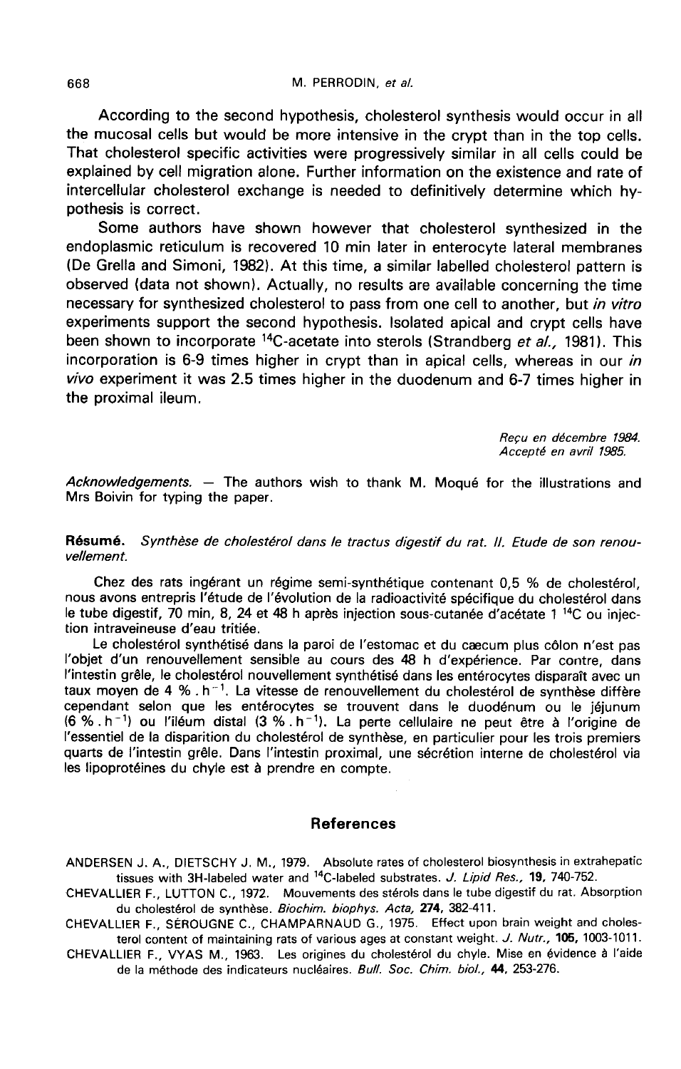According to the second hypothesis, cholesterol synthesis would occur in all the mucosal cells but would be more intensive in the crypt than in the top cells. That cholesterol specific activities were progressively similar in all cells could be explained by cell migration alone. Further information on the existence and rate of intercellular cholesterol exchange is needed to definitively determine which hypothesis is correct.

Some authors have shown however that cholesterol synthesized in the endoplasmic reticulum is recovered 10 min later in enterocyte lateral membranes (De Grella and Simoni, 1982). At this time, a similar labelled cholesterol pattern is observed (data not shown). Actually, no results are available concerning the time necessary for synthesized cholesterol to pass from one cell to another, but *in vitro* experiments support the second hypothesis. Isolated apical and crypt cells have been shown to incorporate $^{14}C$-acetate into sterols (Strandberg *et al.,* 1981). This incorporation is 6-9 times higher in crypt than in apical cells, whereas in our *in vivo* experiment it was 2.5 times higher in the duodenum and 6-7 times higher in the proximal ileum.

*Reçu en décembre 1984.*
*Accepté en avril 1985.*

*Acknowledgements.* — The authors wish to thank M. Moqué for the illustrations and Mrs Boivin for typing the paper.

**Résumé.** *Synthèse de cholestérol dans le tractus digestif du rat. II. Etude de son renouvellement.*

Chez des rats ingérant un régime semi-synthétique contenant 0,5 % de cholestérol, nous avons entrepris l'étude de l'évolution de la radioactivité spécifique du cholestérol dans le tube digestif, 70 min, 8, 24 et 48 h après injection sous-cutanée d'acétate 1 $^{14}C$ ou injection intraveineuse d'eau tritiée.

Le cholestérol synthétisé dans la paroi de l'estomac et du caecum plus côlon n'est pas l'objet d'un renouvellement sensible au cours des 48 h d'expérience. Par contre, dans l'intestin grêle, le cholestérol nouvellement synthétisé dans les entérocytes disparaît avec un taux moyen de 4 % . $h^{-1}$. La vitesse de renouvellement du cholestérol de synthèse diffère cependant selon que les entérocytes se trouvent dans le duodénum ou le jéjunum (6 % . $h^{-1}$) ou l'iléum distal (3 % . $h^{-1}$). La perte cellulaire ne peut être à l'origine de l'essentiel de la disparition du cholestérol de synthèse, en particulier pour les trois premiers quarts de l'intestin grêle. Dans l'intestin proximal, une sécrétion interne de cholestérol via les lipoprotéines du chyle est à prendre en compte.

## References

ANDERSEN J. A., DIETSCHY J. M., 1979. Absolute rates of cholesterol biosynthesis in extrahepatic tissues with 3H-labeled water and $^{14}C$-labeled substrates. *J. Lipid Res.,* **19**, 740-752.

CHEVALLIER F., LUTTON C., 1972. Mouvements des stérols dans le tube digestif du rat. Absorption du cholestérol de synthèse. *Biochim. biophys. Acta,* **274**, 382-411.

CHEVALLIER F., SÉROUGNE C., CHAMPARNAUD G., 1975. Effect upon brain weight and cholesterol content of maintaining rats of various ages at constant weight. *J. Nutr.,* **105**, 1003-1011.

CHEVALLIER F., VYAS M., 1963. Les origines du cholestérol du chyle. Mise en évidence à l'aide de la méthode des indicateurs nucléaires. *Bull. Soc. Chim. biol.,* **44**, 253-276.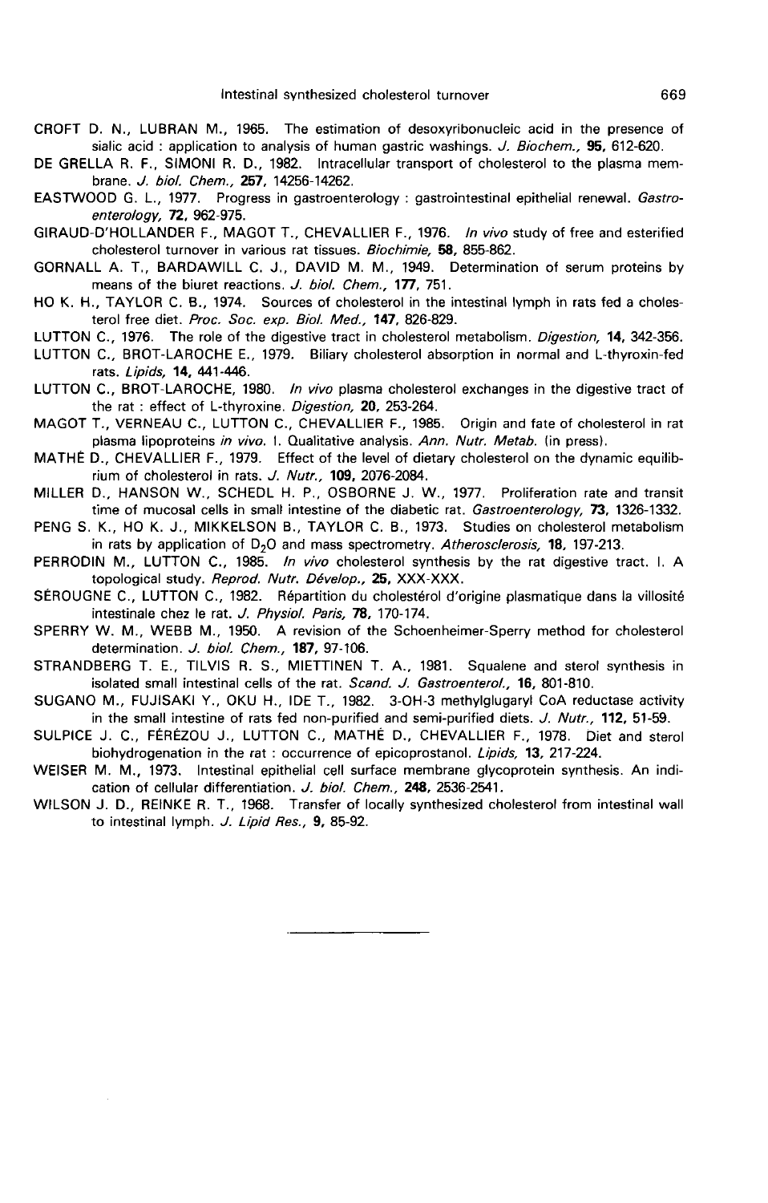CROFT D. N., LUBRAN M., 1965. The estimation of desoxyribonucleic acid in the presence of sialic acid : application to analysis of human gastric washings. *J. Biochem.*, **95**, 612-620.

DE GRELLA R. F., SIMONI R. D., 1982. Intracellular transport of cholesterol to the plasma membrane. *J. biol. Chem.*, **257**, 14256-14262.

EASTWOOD G. L., 1977. Progress in gastroenterology : gastrointestinal epithelial renewal. *Gastroenterology*, **72**, 962-975.

GIRAUD-D'HOLLANDER F., MAGOT T., CHEVALLIER F., 1976. *In vivo* study of free and esterified cholesterol turnover in various rat tissues. *Biochimie*, **58**, 855-862.

GORNALL A. T., BARDAWILL C. J., DAVID M. M., 1949. Determination of serum proteins by means of the biuret reactions. *J. biol. Chem.*, **177**, 751.

HO K. H., TAYLOR C. B., 1974. Sources of cholesterol in the intestinal lymph in rats fed a cholesterol free diet. *Proc. Soc. exp. Biol. Med.*, **147**, 826-829.

LUTTON C., 1976. The role of the digestive tract in cholesterol metabolism. *Digestion*, **14**, 342-356.

LUTTON C., BROT-LAROCHE E., 1979. Biliary cholesterol absorption in normal and L-thyroxin-fed rats. *Lipids*, **14**, 441-446.

LUTTON C., BROT-LAROCHE, 1980. *In vivo* plasma cholesterol exchanges in the digestive tract of the rat : effect of L-thyroxine. *Digestion*, **20**, 253-264.

MAGOT T., VERNEAU C., LUTTON C., CHEVALLIER F., 1985. Origin and fate of cholesterol in rat plasma lipoproteins *in vivo*. I. Qualitative analysis. *Ann. Nutr. Metab.* (in press).

MATHÉ D., CHEVALLIER F., 1979. Effect of the level of dietary cholesterol on the dynamic equilibrium of cholesterol in rats. *J. Nutr.*, **109**, 2076-2084.

MILLER D., HANSON W., SCHEDL H. P., OSBORNE J. W., 1977. Proliferation rate and transit time of mucosal cells in small intestine of the diabetic rat. *Gastroenterology*, **73**, 1326-1332.

PENG S. K., HO K. J., MIKKELSON B., TAYLOR C. B., 1973. Studies on cholesterol metabolism in rats by application of $D_2O$ and mass spectrometry. *Atherosclerosis*, **18**, 197-213.

PERRODIN M., LUTTON C., 1985. *In vivo* cholesterol synthesis by the rat digestive tract. I. A topological study. *Reprod. Nutr. Dévelop.*, **25**, XXX-XXX.

SÉROUGNE C., LUTTON C., 1982. Répartition du cholestérol d'origine plasmatique dans la villosité intestinale chez le rat. *J. Physiol. Paris*, **78**, 170-174.

SPERRY W. M., WEBB M., 1950. A revision of the Schoenheimer-Sperry method for cholesterol determination. *J. biol. Chem.*, **187**, 97-106.

STRANDBERG T. E., TILVIS R. S., MIETTINEN T. A., 1981. Squalene and sterol synthesis in isolated small intestinal cells of the rat. *Scand. J. Gastroenterol.*, **16**, 801-810.

SUGANO M., FUJISAKI Y., OKU H., IDE T., 1982. 3-OH-3 methylglugaryl CoA reductase activity in the small intestine of rats fed non-purified and semi-purified diets. *J. Nutr.*, **112**, 51-59.

SULPICE J. C., FÉRÉZOU J., LUTTON C., MATHÉ D., CHEVALLIER F., 1978. Diet and sterol biohydrogenation in the rat : occurrence of epicoprostanol. *Lipids*, **13**, 217-224.

WEISER M. M., 1973. Intestinal epithelial cell surface membrane glycoprotein synthesis. An indication of cellular differentiation. *J. biol. Chem.*, **248**, 2536-2541.

WILSON J. D., REINKE R. T., 1968. Transfer of locally synthesized cholesterol from intestinal wall to intestinal lymph. *J. Lipid Res.*, **9**, 85-92.